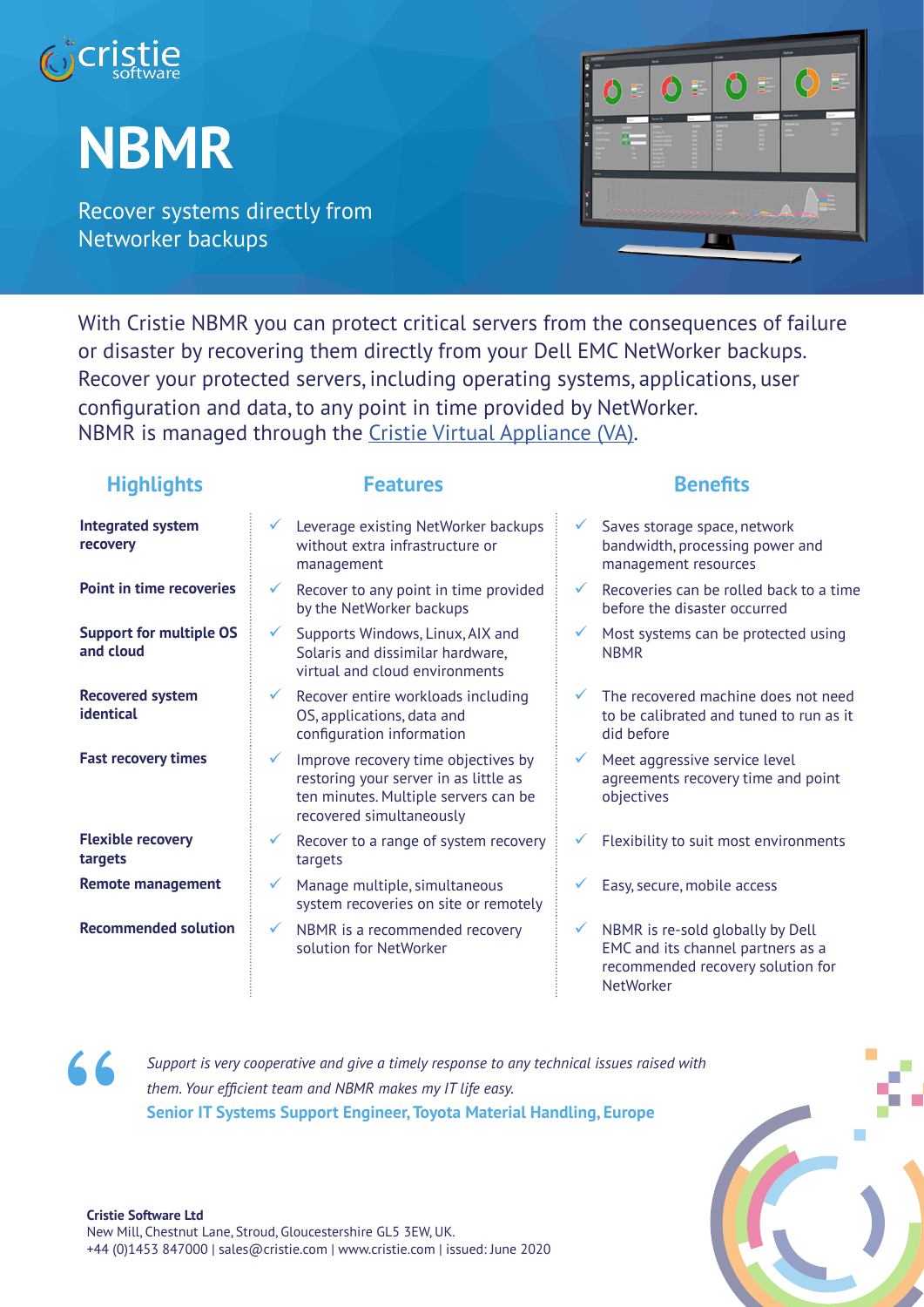cristie software

# NBMR

Recover systems directly from Networker backups

With Cristie NBMR you can protect critical servers from the consequences of failure or disaster by recovering them directly from your Dell EMC NetWorker backups. Recover your protected servers, including operating systems, applications, user configuration and data, to any point in time provided by NetWorker. NBMR is managed through the [Cristie Virtual Appliance (VA)](#).

| Highlights | Features | Benefits |
|---|---|---|
| **Integrated system recovery** | ✓ Leverage existing NetWorker backups without extra infrastructure or management | ✓ Saves storage space, network bandwidth, processing power and management resources |
| **Point in time recoveries** | ✓ Recover to any point in time provided by the NetWorker backups | ✓ Recoveries can be rolled back to a time before the disaster occurred |
| **Support for multiple OS and cloud** | ✓ Supports Windows, Linux, AIX and Solaris and dissimilar hardware, virtual and cloud environments | ✓ Most systems can be protected using NBMR |
| **Recovered system identical** | ✓ Recover entire workloads including OS, applications, data and configuration information | ✓ The recovered machine does not need to be calibrated and tuned to run as it did before |
| **Fast recovery times** | ✓ Improve recovery time objectives by restoring your server in as little as ten minutes. Multiple servers can be recovered simultaneously | ✓ Meet aggressive service level agreements recovery time and point objectives |
| **Flexible recovery targets** | ✓ Recover to a range of system recovery targets | ✓ Flexibility to suit most environments |
| **Remote management** | ✓ Manage multiple, simultaneous system recoveries on site or remotely | ✓ Easy, secure, mobile access |
| **Recommended solution** | ✓ NBMR is a recommended recovery solution for NetWorker | ✓ NBMR is re-sold globally by Dell EMC and its channel partners as a recommended recovery solution for NetWorker |

> *Support is very cooperative and give a timely response to any technical issues raised with them. Your efficient team and NBMR makes my IT life easy.*
>
> **Senior IT Systems Support Engineer, Toyota Material Handling, Europe**

**Cristie Software Ltd**
New Mill, Chestnut Lane, Stroud, Gloucestershire GL5 3EW, UK.
+44 (0)1453 847000 | sales@cristie.com | www.cristie.com | issued: June 2020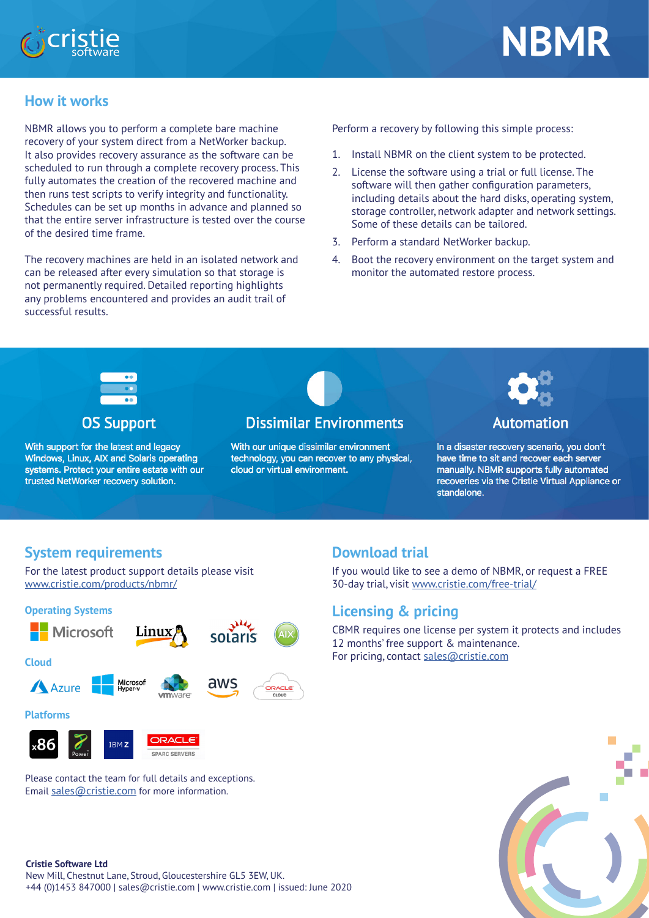# NBMR

## How it works

NBMR allows you to perform a complete bare machine recovery of your system direct from a NetWorker backup. It also provides recovery assurance as the software can be scheduled to run through a complete recovery process. This fully automates the creation of the recovered machine and then runs test scripts to verify integrity and functionality. Schedules can be set up months in advance and planned so that the entire server infrastructure is tested over the course of the desired time frame.

The recovery machines are held in an isolated network and can be released after every simulation so that storage is not permanently required. Detailed reporting highlights any problems encountered and provides an audit trail of successful results.

Perform a recovery by following this simple process:

1. Install NBMR on the client system to be protected.
2. License the software using a trial or full license. The software will then gather configuration parameters, including details about the hard disks, operating system, storage controller, network adapter and network settings. Some of these details can be tailored.
3. Perform a standard NetWorker backup.
4. Boot the recovery environment on the target system and monitor the automated restore process.

### OS Support

With support for the latest and legacy Windows, Linux, AIX and Solaris operating systems. Protect your entire estate with our trusted NetWorker recovery solution.

### Dissimilar Environments

With our unique dissimilar environment technology, you can recover to any physical, cloud or virtual environment.

### Automation

In a disaster recovery scenario, you don't have time to sit and recover each server manually. NBMR supports fully automated recoveries via the Cristie Virtual Appliance or standalone.

## System requirements

For the latest product support details please visit www.cristie.com/products/nbmr/

### Operating Systems

Microsoft, Linux, solaris, AIX

### Cloud

Azure, Microsoft Hyper-v, vmware, aws, ORACLE CLOUD

### Platforms

x86, Power, IBM Z, ORACLE SPARC SERVERS

Please contact the team for full details and exceptions. Email sales@cristie.com for more information.

## Download trial

If you would like to see a demo of NBMR, or request a FREE 30-day trial, visit www.cristie.com/free-trial/

## Licensing & pricing

CBMR requires one license per system it protects and includes 12 months' free support & maintenance.
For pricing, contact sales@cristie.com

**Cristie Software Ltd**
New Mill, Chestnut Lane, Stroud, Gloucestershire GL5 3EW, UK.
+44 (0)1453 847000 | sales@cristie.com | www.cristie.com | issued: June 2020